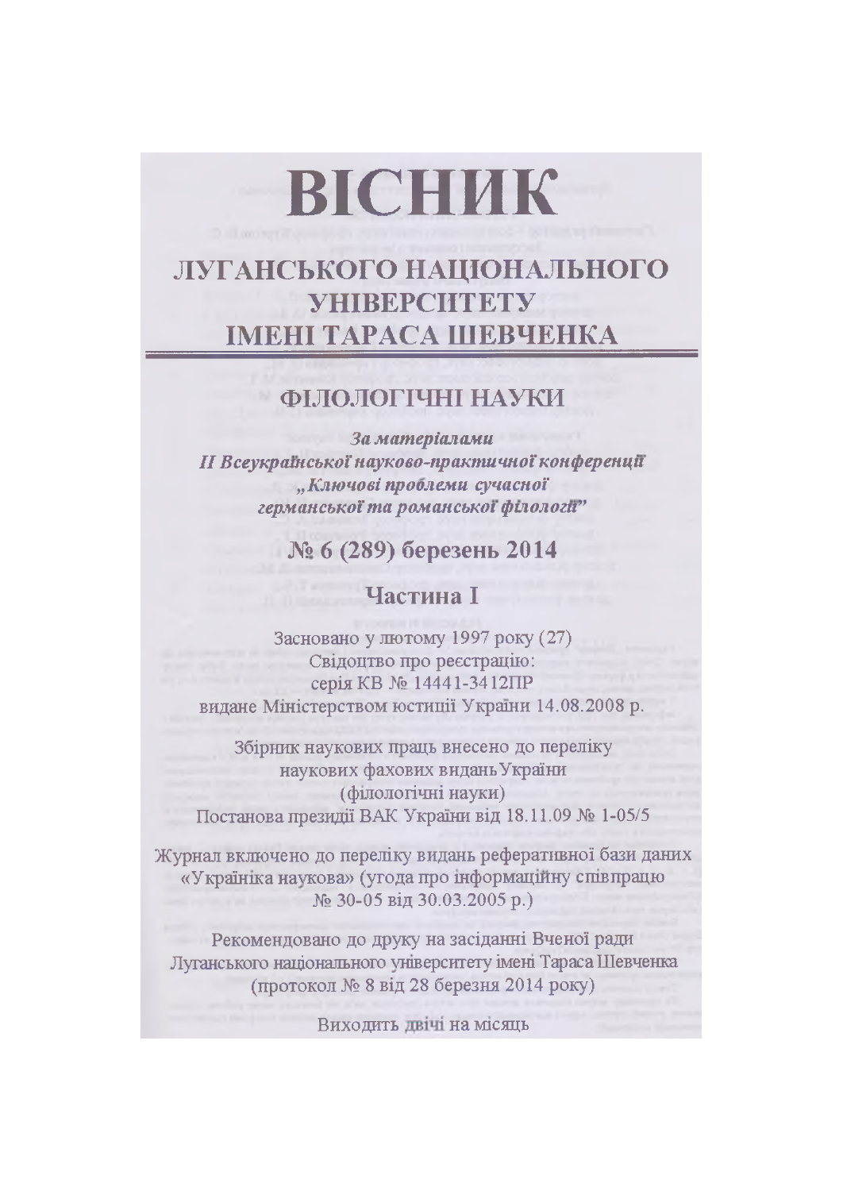# ВІСНИК

## ЛУГАНСЬКОГО НАЦІОНАЛЬНОГО УНІВЕРСИТЕТУ ІМЕНІ ТАРАСА ШЕВЧЕНКА

## ФІЛОЛОГІЧНІ НАУКИ

***За матеріалами***
***II Всеукраїнської науково-практичної конференції***
***„Ключові проблеми сучасної германської та романської філології"***

## № 6 (289) березень 2014

## Частина І

Засновано у лютому 1997 року (27)
Свідоцтво про реєстрацію:
серія КВ № 14441-3412ПР
видане Міністерством юстиції України 14.08.2008 р.

Збірник наукових праць внесено до переліку
наукових фахових видань України
(філологічні науки)
Постанова президії ВАК України від 18.11.09 № 1-05/5

Журнал включено до переліку видань реферативної бази даних «Україніка наукова» (угода про інформаційну співпрацю № 30-05 від 30.03.2005 р.)

Рекомендовано до друку на засіданні Вченої ради
Луганського національного університету імені Тараса Шевченка
(протокол № 8 від 28 березня 2014 року)

Виходить двічі на місяць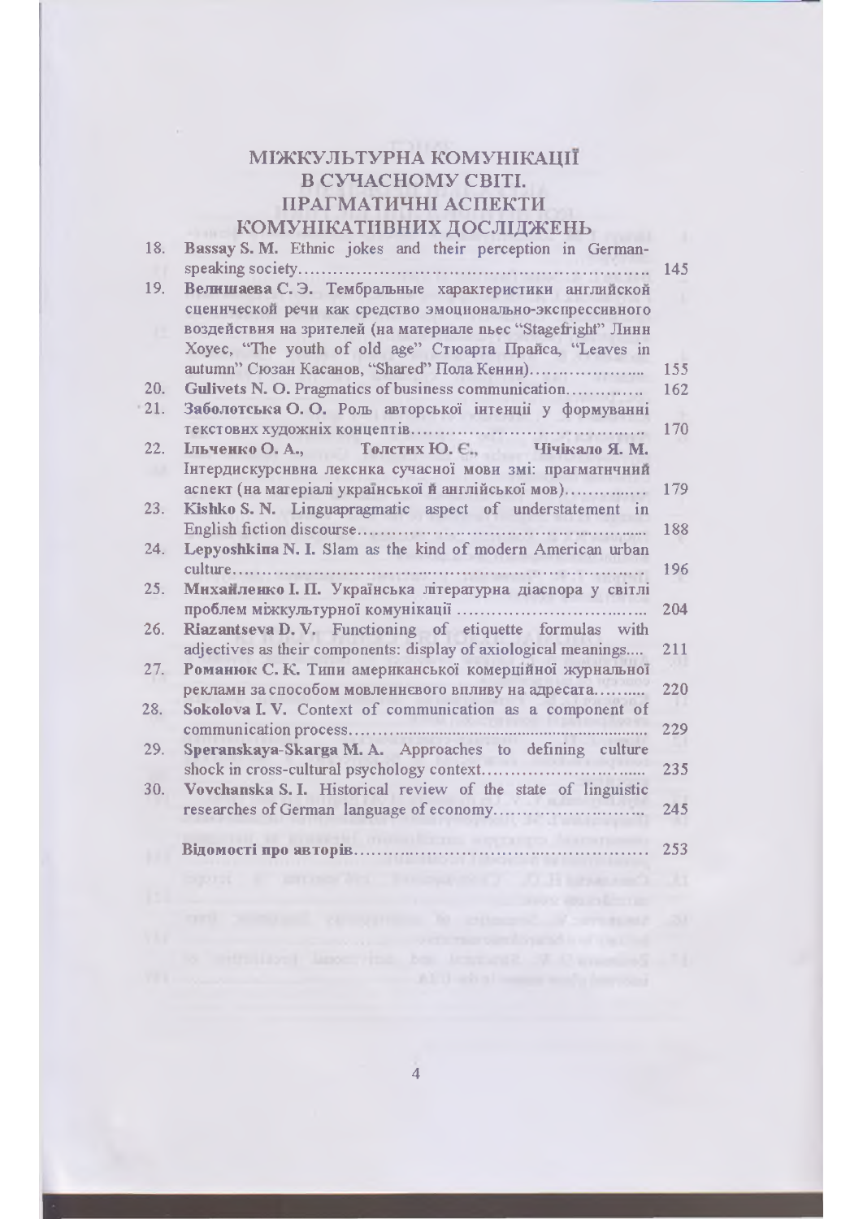## МІЖКУЛЬТУРНА КОМУНІКАЦІЇ В СУЧАСНОМУ СВІТІ. ПРАГМАТИЧНІ АСПЕКТИ КОМУНІКАТИВНИХ ДОСЛІДЖЕНЬ

| | | |
|---|---|---|
| 18. | **Bassay S. M.** Ethnic jokes and their perception in German-speaking society…………………………………………………… | 145 |
| 19. | **Велишаева С. Э.** Тембральные характеристики английской сценической речи как средство эмоционально-экспрессивного воздействия на зрителей (на материале пьес "Stagefright" Линн Хоуес, "The youth of old age" Стюарта Прайса, "Leaves in autumn" Сюзан Касанов, "Shared" Пола Кенни)……………….. | 155 |
| 20. | **Gulivets N. O.** Pragmatics of business communication………… | 162 |
| 21. | **Заболотська О. О.** Роль авторської інтенції у формуванні текстових художніх концептів……………………………………… | 170 |
| 22. | **Ільченко О. А., Толстих Ю. Є., Чічікало Я. М.** Інтердискурсивна лексика сучасної мови змі: прагматичний аспект (на матеріалі української й англійської мов)………..…. | 179 |
| 23. | **Kishko S. N.** Linguapragmatic aspect of understatement in English fiction discourse………………………………………….. | 188 |
| 24. | **Lepyoshkina N. I.** Slam as the kind of modern American urban culture………………………………………………………………. | 196 |
| 25. | **Михайленко І. П.** Українська літературна діаспора у світлі проблем міжкультурної комунікації ……………………….….. | 204 |
| 26. | **Riazantseva D. V.** Functioning of etiquette formulas with adjectives as their components: display of axiological meanings.... | 211 |
| 27. | **Романюк С. К.** Типи американської комерційної журнальної реклами за способом мовленнєвого впливу на адресата……... | 220 |
| 28. | **Sokolova I. V.** Context of communication as a component of communication process…………………………………………… | 229 |
| 29. | **Speranskaya-Skarga M. A.** Approaches to defining culture shock in cross-cultural psychology context……………………..... | 235 |
| 30. | **Vovchanska S. I.** Historical review of the state of linguistic researches of German language of economy…………………….. | 245 |
| | **Відомості про авторів**…………………………………………… | 253 |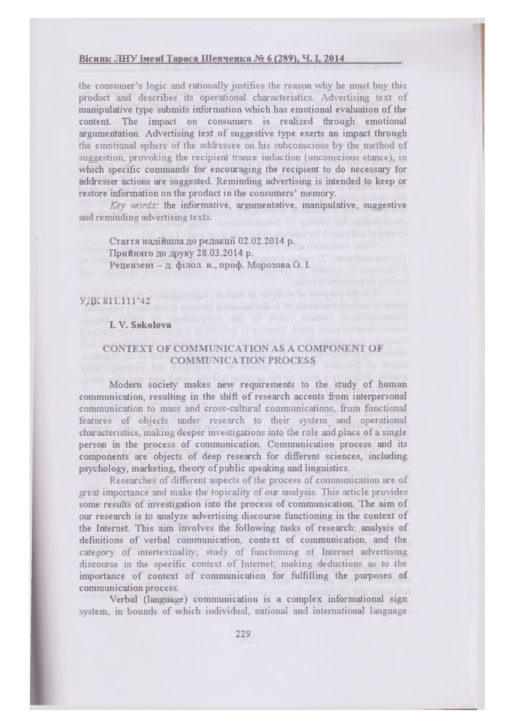the consumer's logic and rationally justifies the reason why he must buy this product and describes its operational characteristics. Advertising text of manipulative type submits information which has emotional evaluation of the content. The impact on consumers is realized through emotional argumentation. Advertising text of suggestive type exerts an impact through the emotional sphere of the addressee on his subconscious by the method of suggestion, provoking the recipient trance induction (unconscious stance), in which specific commands for encouraging the recipient to do necessary for addresser actions are suggested. Reminding advertising is intended to keep or restore information on the product in the consumers' memory.

*Key words:* the informative, argumentative, manipulative, suggestive and reminding advertising texts.

Стаття надійшла до редакції 02.02.2014 р.
Прийнято до друку 28.03.2014 р.
Рецензент – д. філол. н., проф. Морозова О. І.

УДК 811.111'42

**I. V. Sokolova**

## CONTEXT OF COMMUNICATION AS A COMPONENT OF COMMUNICATION PROCESS

Modern society makes new requirements to the study of human communication, resulting in the shift of research accents from interpersonal communication to mass and cross-cultural communications, from functional features of objects under research to their system and operational characteristics, making deeper investigations into the role and place of a single person in the process of communication. Communication process and its components are objects of deep research for different sciences, including psychology, marketing, theory of public speaking and linguistics.

Researches of different aspects of the process of communication are of great importance and make the topicality of our analysis. This article provides some results of investigation into the process of communication. The aim of our research is to analyze advertising discourse functioning in the context of the Internet. This aim involves the following tasks of research: analysis of definitions of verbal communication, context of communication, and the category of intertextuality; study of functioning of Internet advertising discourse in the specific context of Internet; making deductions as to the importance of context of communication for fulfilling the purposes of communication process.

Verbal (language) communication is a complex informational sign system, in bounds of which individual, national and international language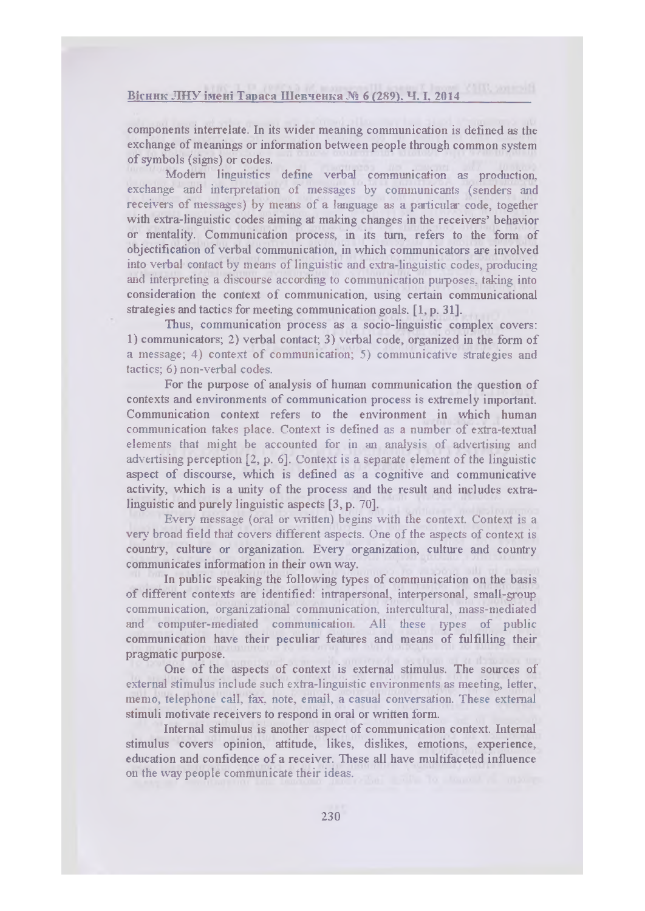components interrelate. In its wider meaning communication is defined as the exchange of meanings or information between people through common system of symbols (signs) or codes.

Modern linguistics define verbal communication as production, exchange and interpretation of messages by communicants (senders and receivers of messages) by means of a language as a particular code, together with extra-linguistic codes aiming at making changes in the receivers' behavior or mentality. Communication process, in its turn, refers to the form of objectification of verbal communication, in which communicators are involved into verbal contact by means of linguistic and extra-linguistic codes, producing and interpreting a discourse according to communication purposes, taking into consideration the context of communication, using certain communicational strategies and tactics for meeting communication goals. [1, p. 31].

Thus, communication process as a socio-linguistic complex covers: 1) communicators; 2) verbal contact; 3) verbal code, organized in the form of a message; 4) context of communication; 5) communicative strategies and tactics; 6) non-verbal codes.

For the purpose of analysis of human communication the question of contexts and environments of communication process is extremely important. Communication context refers to the environment in which human communication takes place. Context is defined as a number of extra-textual elements that might be accounted for in an analysis of advertising and advertising perception [2, p. 6]. Context is a separate element of the linguistic aspect of discourse, which is defined as a cognitive and communicative activity, which is a unity of the process and the result and includes extra-linguistic and purely linguistic aspects [3, p. 70].

Every message (oral or written) begins with the context. Context is a very broad field that covers different aspects. One of the aspects of context is country, culture or organization. Every organization, culture and country communicates information in their own way.

In public speaking the following types of communication on the basis of different contexts are identified: intrapersonal, interpersonal, small-group communication, organizational communication, intercultural, mass-mediated and computer-mediated communication. All these types of public communication have their peculiar features and means of fulfilling their pragmatic purpose.

One of the aspects of context is external stimulus. The sources of external stimulus include such extra-linguistic environments as meeting, letter, memo, telephone call, fax, note, email, a casual conversation. These external stimuli motivate receivers to respond in oral or written form.

Internal stimulus is another aspect of communication context. Internal stimulus covers opinion, attitude, likes, dislikes, emotions, experience, education and confidence of a receiver. These all have multifaceted influence on the way people communicate their ideas.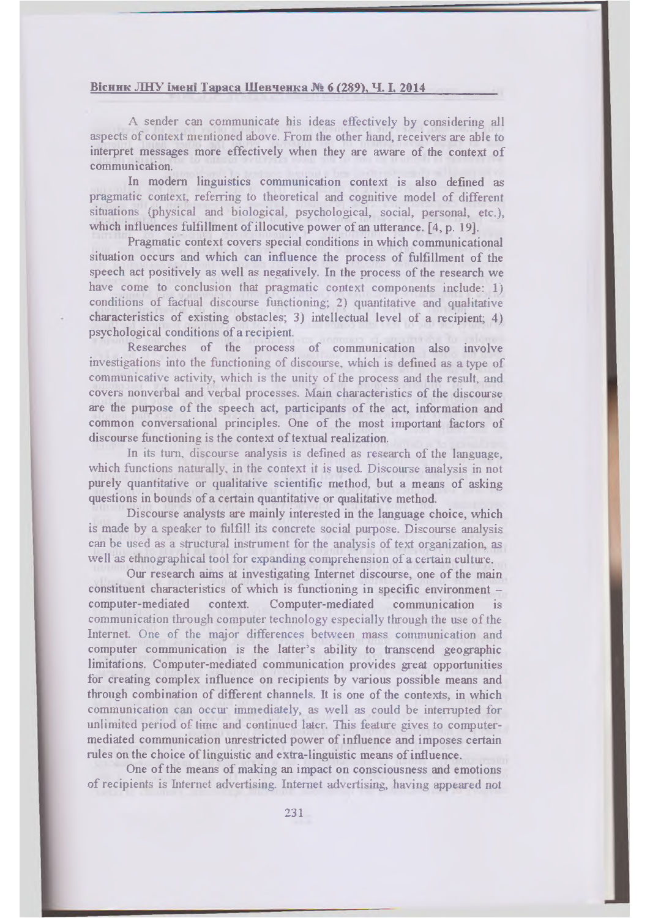A sender can communicate his ideas effectively by considering all aspects of context mentioned above. From the other hand, receivers are able to interpret messages more effectively when they are aware of the context of communication.

In modern linguistics communication context is also defined as pragmatic context, referring to theoretical and cognitive model of different situations (physical and biological, psychological, social, personal, etc.), which influences fulfillment of illocutive power of an utterance. [4, p. 19].

Pragmatic context covers special conditions in which communicational situation occurs and which can influence the process of fulfillment of the speech act positively as well as negatively. In the process of the research we have come to conclusion that pragmatic context components include: 1) conditions of factual discourse functioning; 2) quantitative and qualitative characteristics of existing obstacles; 3) intellectual level of a recipient; 4) psychological conditions of a recipient.

Researches of the process of communication also involve investigations into the functioning of discourse, which is defined as a type of communicative activity, which is the unity of the process and the result, and covers nonverbal and verbal processes. Main characteristics of the discourse are the purpose of the speech act, participants of the act, information and common conversational principles. One of the most important factors of discourse functioning is the context of textual realization.

In its turn, discourse analysis is defined as research of the language, which functions naturally, in the context it is used. Discourse analysis in not purely quantitative or qualitative scientific method, but a means of asking questions in bounds of a certain quantitative or qualitative method.

Discourse analysts are mainly interested in the language choice, which is made by a speaker to fulfill its concrete social purpose. Discourse analysis can be used as a structural instrument for the analysis of text organization, as well as ethnographical tool for expanding comprehension of a certain culture.

Our research aims at investigating Internet discourse, one of the main constituent characteristics of which is functioning in specific environment – computer-mediated context. Computer-mediated communication is communication through computer technology especially through the use of the Internet. One of the major differences between mass communication and computer communication is the latter's ability to transcend geographic limitations. Computer-mediated communication provides great opportunities for creating complex influence on recipients by various possible means and through combination of different channels. It is one of the contexts, in which communication can occur immediately, as well as could be interrupted for unlimited period of time and continued later. This feature gives to computer-mediated communication unrestricted power of influence and imposes certain rules on the choice of linguistic and extra-linguistic means of influence.

One of the means of making an impact on consciousness and emotions of recipients is Internet advertising. Internet advertising, having appeared not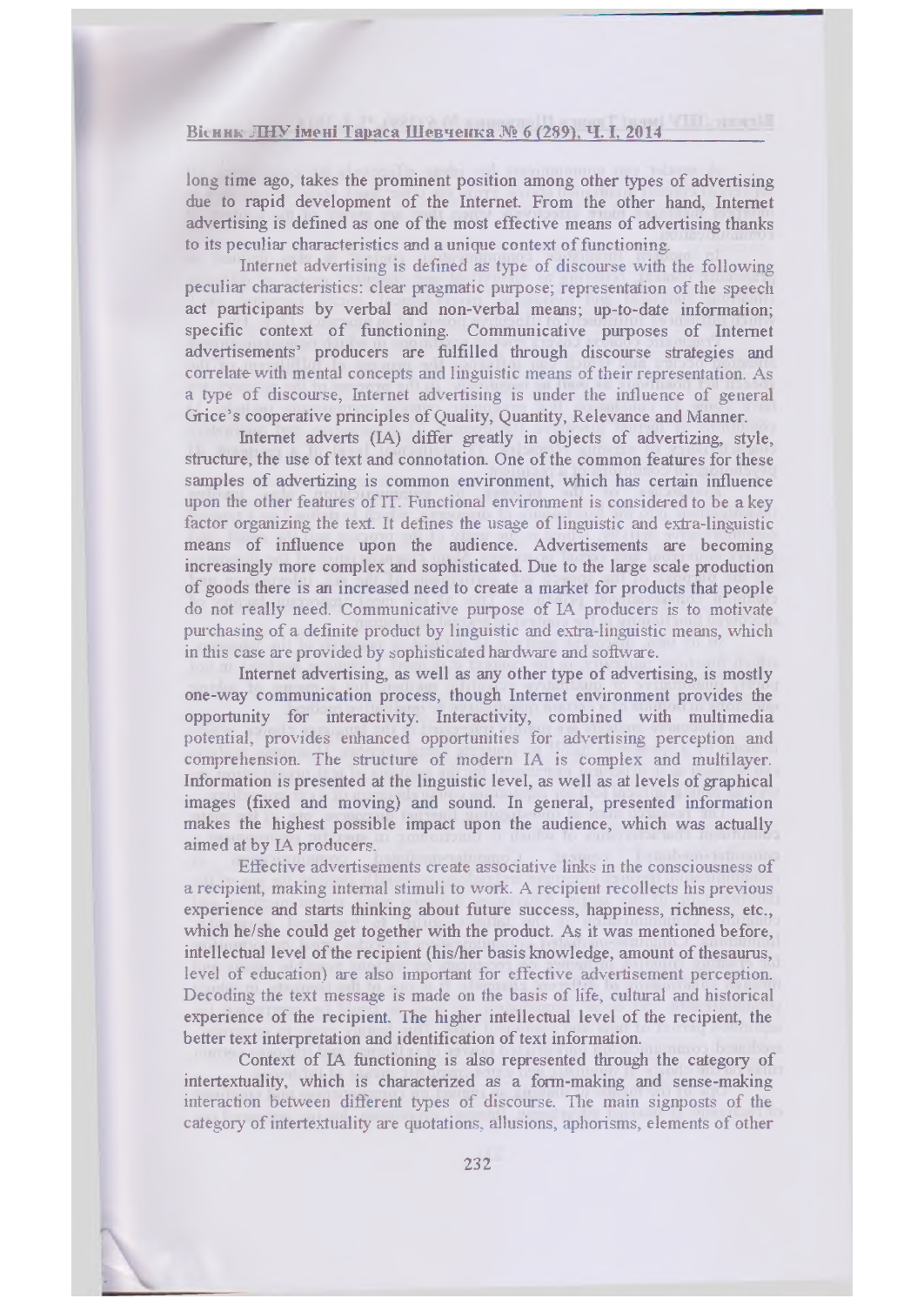long time ago, takes the prominent position among other types of advertising due to rapid development of the Internet. From the other hand, Internet advertising is defined as one of the most effective means of advertising thanks to its peculiar characteristics and a unique context of functioning.

Internet advertising is defined as type of discourse with the following peculiar characteristics: clear pragmatic purpose; representation of the speech act participants by verbal and non-verbal means; up-to-date information; specific context of functioning. Communicative purposes of Internet advertisements' producers are fulfilled through discourse strategies and correlate with mental concepts and linguistic means of their representation. As a type of discourse, Internet advertising is under the influence of general Grice's cooperative principles of Quality, Quantity, Relevance and Manner.

Internet adverts (IA) differ greatly in objects of advertizing, style, structure, the use of text and connotation. One of the common features for these samples of advertizing is common environment, which has certain influence upon the other features of IT. Functional environment is considered to be a key factor organizing the text. It defines the usage of linguistic and extra-linguistic means of influence upon the audience. Advertisements are becoming increasingly more complex and sophisticated. Due to the large scale production of goods there is an increased need to create a market for products that people do not really need. Communicative purpose of IA producers is to motivate purchasing of a definite product by linguistic and extra-linguistic means, which in this case are provided by sophisticated hardware and software.

Internet advertising, as well as any other type of advertising, is mostly one-way communication process, though Internet environment provides the opportunity for interactivity. Interactivity, combined with multimedia potential, provides enhanced opportunities for advertising perception and comprehension. The structure of modern IA is complex and multilayer. Information is presented at the linguistic level, as well as at levels of graphical images (fixed and moving) and sound. In general, presented information makes the highest possible impact upon the audience, which was actually aimed at by IA producers.

Effective advertisements create associative links in the consciousness of a recipient, making internal stimuli to work. A recipient recollects his previous experience and starts thinking about future success, happiness, richness, etc., which he/she could get together with the product. As it was mentioned before, intellectual level of the recipient (his/her basis knowledge, amount of thesaurus, level of education) are also important for effective advertisement perception. Decoding the text message is made on the basis of life, cultural and historical experience of the recipient. The higher intellectual level of the recipient, the better text interpretation and identification of text information.

Context of IA functioning is also represented through the category of intertextuality, which is characterized as a form-making and sense-making interaction between different types of discourse. The main signposts of the category of intertextuality are quotations, allusions, aphorisms, elements of other